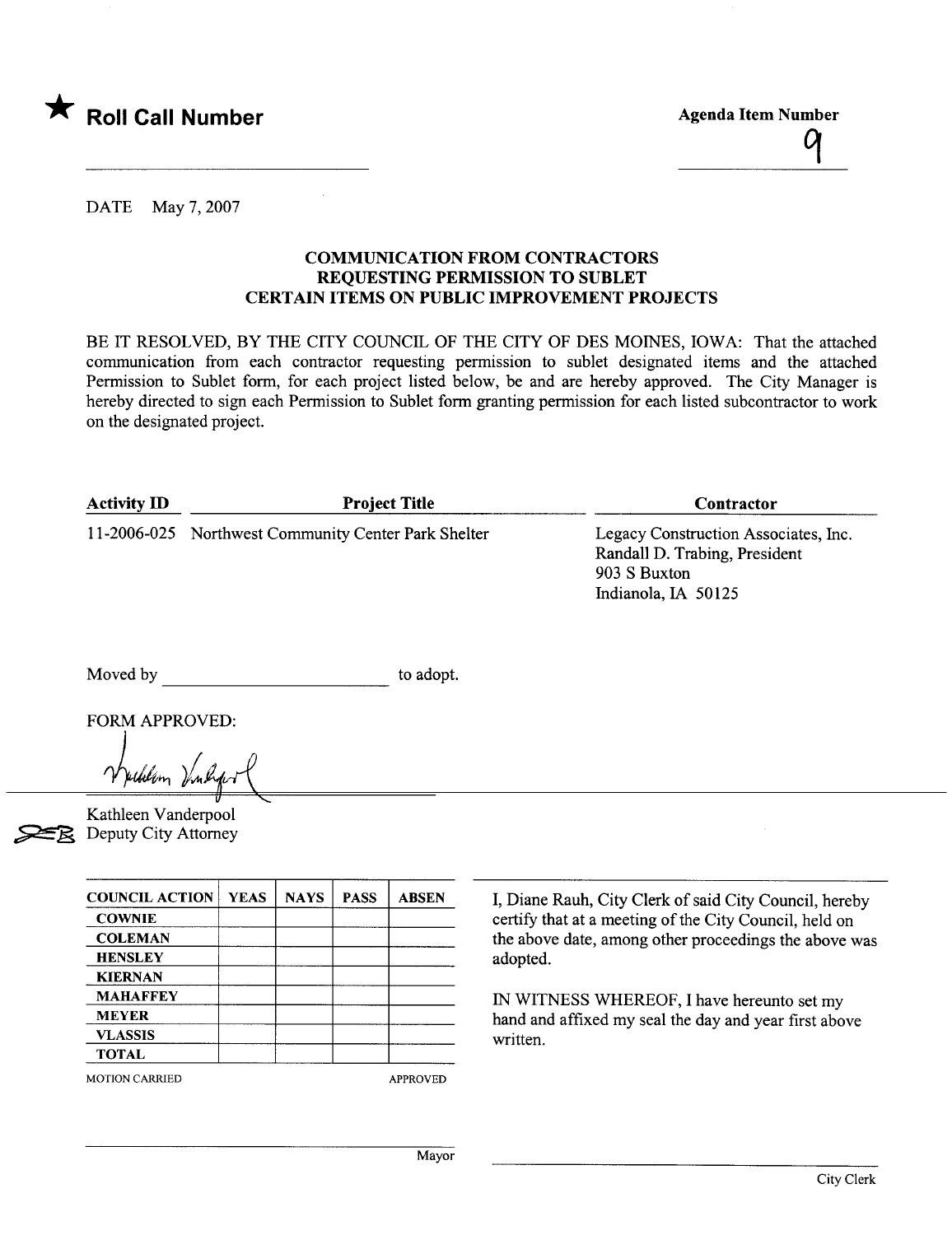★ **Roll Call Number**

**Agenda Item Number**

9

DATE May 7, 2007

## COMMUNICATION FROM CONTRACTORS REQUESTING PERMISSION TO SUBLET CERTAIN ITEMS ON PUBLIC IMPROVEMENT PROJECTS

BE IT RESOLVED, BY THE CITY COUNCIL OF THE CITY OF DES MOINES, IOWA: That the attached communication from each contractor requesting permission to sublet designated items and the attached Permission to Sublet form, for each project listed below, be and are hereby approved. The City Manager is hereby directed to sign each Permission to Sublet form granting permission for each listed subcontractor to work on the designated project.

| Activity ID | Project Title | Contractor |
|---|---|---|
| 11-2006-025 | Northwest Community Center Park Shelter | Legacy Construction Associates, Inc.<br>Randall D. Trabing, President<br>903 S Buxton<br>Indianola, IA 50125 |

Moved by ________________________ to adopt.

FORM APPROVED:

Kathleen Vanderpool
Deputy City Attorney

| COUNCIL ACTION | YEAS | NAYS | PASS | ABSEN |
|---|---|---|---|---|
| COWNIE | | | | |
| COLEMAN | | | | |
| HENSLEY | | | | |
| KIERNAN | | | | |
| MAHAFFEY | | | | |
| MEYER | | | | |
| VLASSIS | | | | |
| TOTAL | | | | |

MOTION CARRIED APPROVED

I, Diane Rauh, City Clerk of said City Council, hereby certify that at a meeting of the City Council, held on the above date, among other proceedings the above was adopted.

IN WITNESS WHEREOF, I have hereunto set my hand and affixed my seal the day and year first above written.

Mayor

City Clerk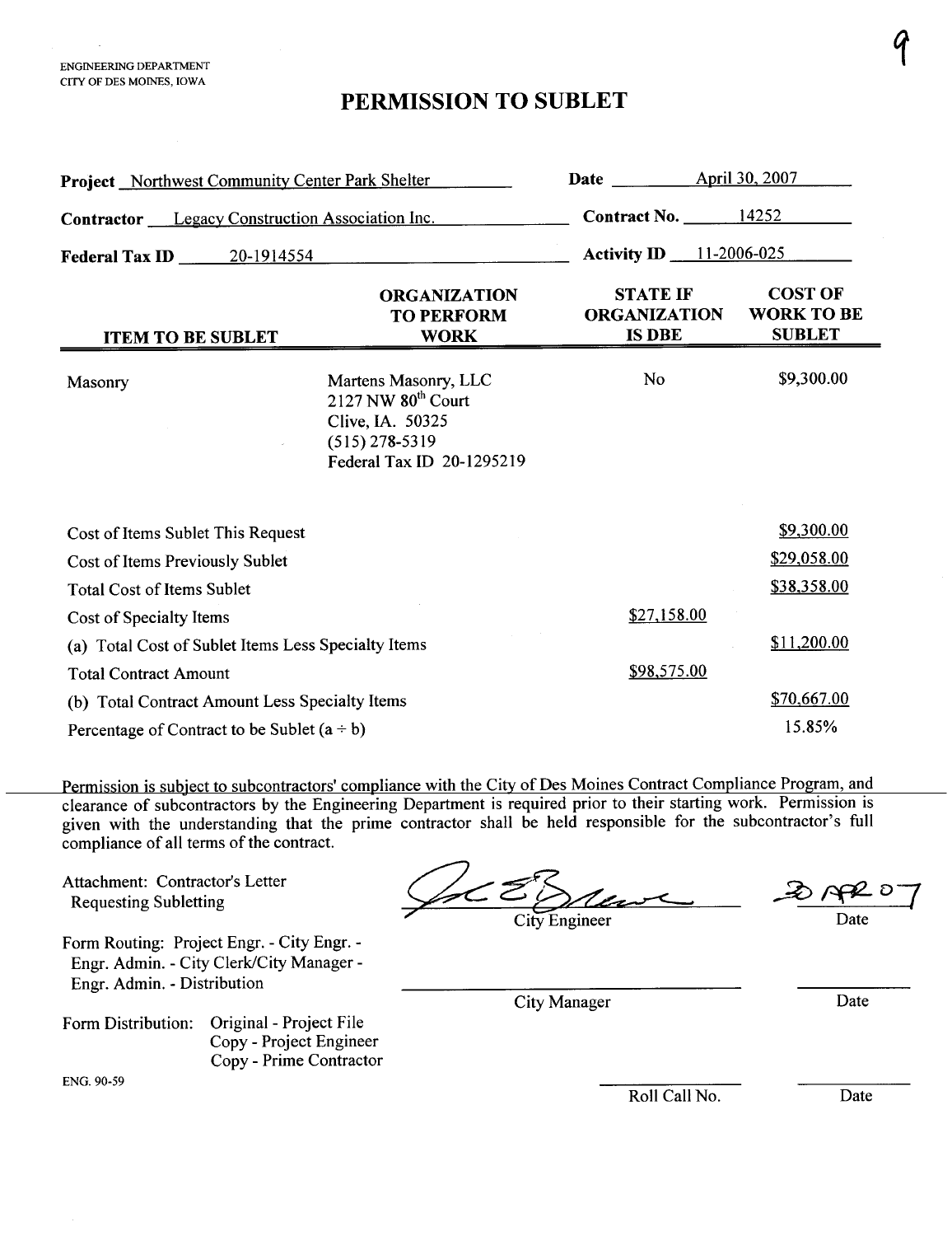ENGINEERING DEPARTMENT
CITY OF DES MOINES, IOWA

# PERMISSION TO SUBLET

**Project** Northwest Community Center Park Shelter

**Date** April 30, 2007

**Contractor** Legacy Construction Association Inc.

**Contract No.** 14252

**Federal Tax ID** 20-1914554

**Activity ID** 11-2006-025

| ITEM TO BE SUBLET | ORGANIZATION TO PERFORM WORK | STATE IF ORGANIZATION IS DBE | COST OF WORK TO BE SUBLET |
|---|---|---|---|
| Masonry | Martens Masonry, LLC<br>2127 NW 80th Court<br>Clive, IA. 50325<br>(515) 278-5319<br>Federal Tax ID 20-1295219 | No | $9,300.00 |

| | | |
|---|---|---|
| Cost of Items Sublet This Request | | $9,300.00 |
| Cost of Items Previously Sublet | | $29,058.00 |
| Total Cost of Items Sublet | | $38,358.00 |
| Cost of Specialty Items | $27,158.00 | |
| (a) Total Cost of Sublet Items Less Specialty Items | | $11,200.00 |
| Total Contract Amount | $98,575.00 | |
| (b) Total Contract Amount Less Specialty Items | | $70,667.00 |
| Percentage of Contract to be Sublet (a ÷ b) | | 15.85% |

Permission is subject to subcontractors' compliance with the City of Des Moines Contract Compliance Program, and clearance of subcontractors by the Engineering Department is required prior to their starting work. Permission is given with the understanding that the prime contractor shall be held responsible for the subcontractor's full compliance of all terms of the contract.

Attachment: Contractor's Letter Requesting Subletting

Form Routing: Project Engr. - City Engr. - Engr. Admin. - City Clerk/City Manager - Engr. Admin. - Distribution

Form Distribution: Original - Project File
Copy - Project Engineer
Copy - Prime Contractor

ENG. 90-59

City Engineer — Date: 30 APR 07

City Manager — Date

Roll Call No. — Date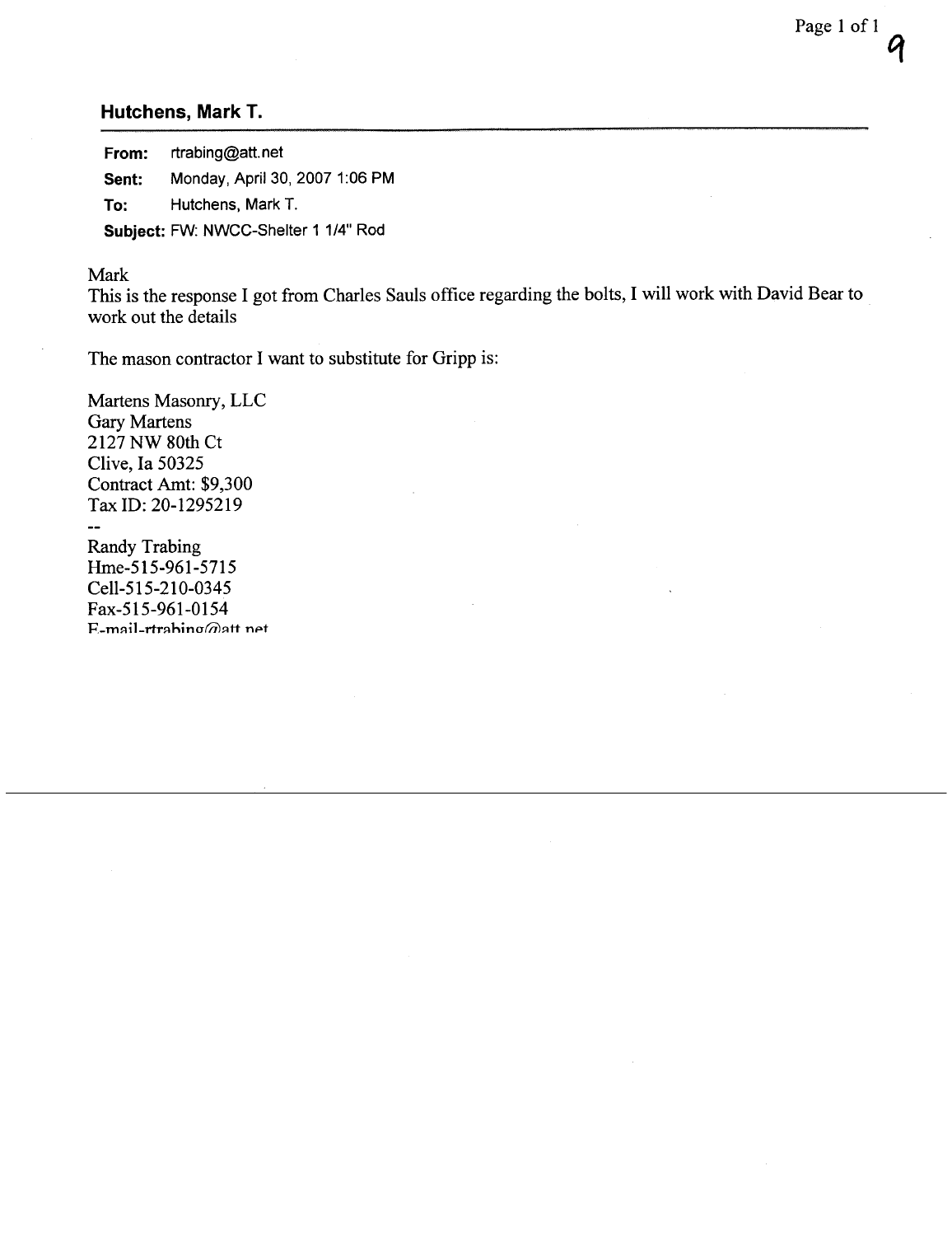## Hutchens, Mark T.

**From:** rtrabing@att.net

**Sent:** Monday, April 30, 2007 1:06 PM

**To:** Hutchens, Mark T.

**Subject:** FW: NWCC-Shelter 1 1/4" Rod

Mark
This is the response I got from Charles Sauls office regarding the bolts, I will work with David Bear to work out the details

The mason contractor I want to substitute for Gripp is:

Martens Masonry, LLC
Gary Martens
2127 NW 80th Ct
Clive, Ia 50325
Contract Amt: $9,300
Tax ID: 20-1295219

--
Randy Trabing
Hme-515-961-5715
Cell-515-210-0345
Fax-515-961-0154
E-mail-rtrabing@att.net